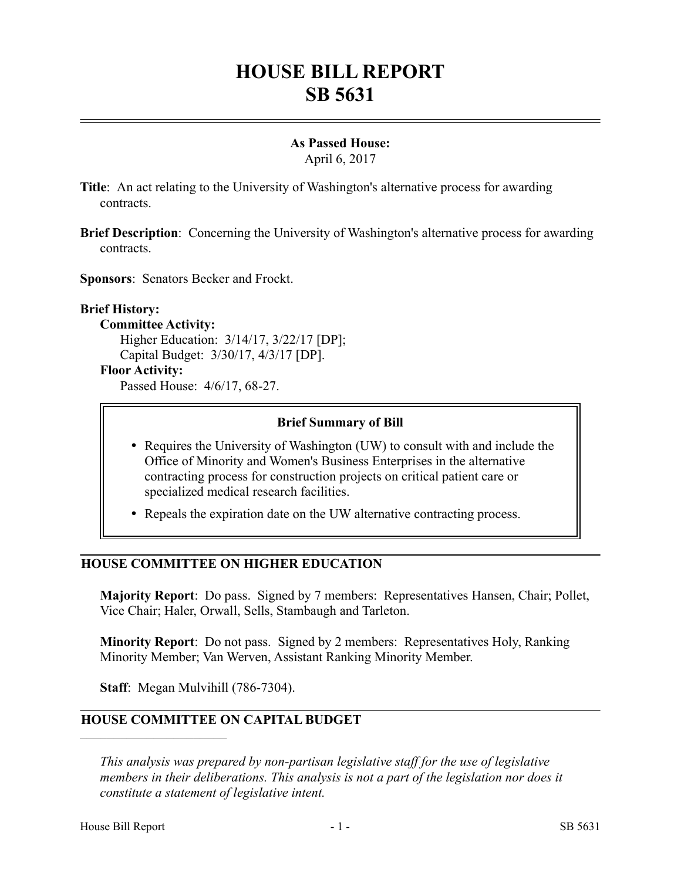# HOUSE BILL REPORT
# SB 5631

**As Passed House:**
April 6, 2017

**Title**: An act relating to the University of Washington's alternative process for awarding contracts.

**Brief Description**: Concerning the University of Washington's alternative process for awarding contracts.

**Sponsors**: Senators Becker and Frockt.

**Brief History:**

**Committee Activity:**

Higher Education: 3/14/17, 3/22/17 [DP];
Capital Budget: 3/30/17, 4/3/17 [DP].

**Floor Activity:**

Passed House: 4/6/17, 68-27.

**Brief Summary of Bill**

- Requires the University of Washington (UW) to consult with and include the Office of Minority and Women's Business Enterprises in the alternative contracting process for construction projects on critical patient care or specialized medical research facilities.
- Repeals the expiration date on the UW alternative contracting process.

## HOUSE COMMITTEE ON HIGHER EDUCATION

**Majority Report**: Do pass. Signed by 7 members: Representatives Hansen, Chair; Pollet, Vice Chair; Haler, Orwall, Sells, Stambaugh and Tarleton.

**Minority Report**: Do not pass. Signed by 2 members: Representatives Holy, Ranking Minority Member; Van Werven, Assistant Ranking Minority Member.

**Staff**: Megan Mulvihill (786-7304).

## HOUSE COMMITTEE ON CAPITAL BUDGET

*This analysis was prepared by non-partisan legislative staff for the use of legislative members in their deliberations. This analysis is not a part of the legislation nor does it constitute a statement of legislative intent.*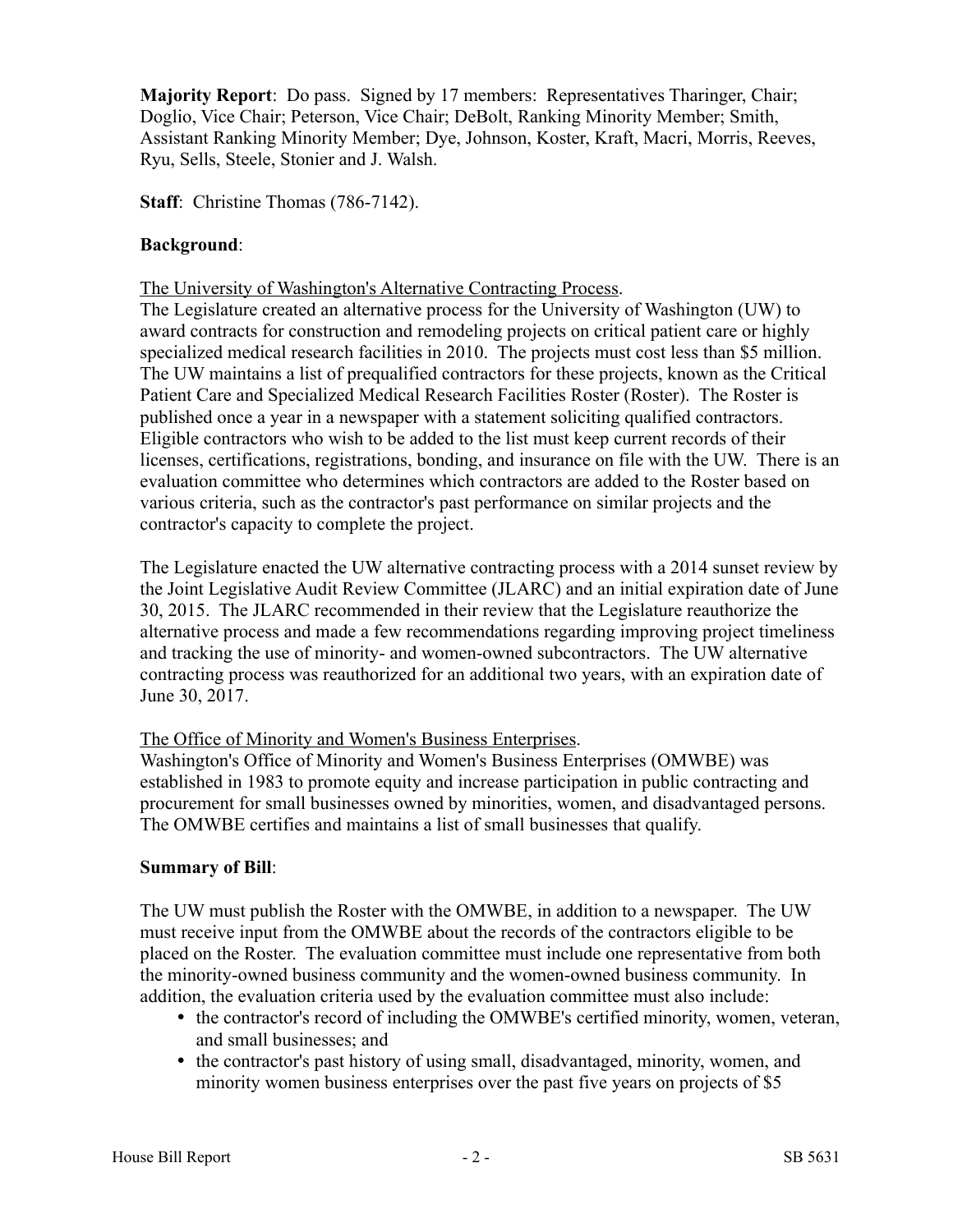**Majority Report**: Do pass. Signed by 17 members: Representatives Tharinger, Chair; Doglio, Vice Chair; Peterson, Vice Chair; DeBolt, Ranking Minority Member; Smith, Assistant Ranking Minority Member; Dye, Johnson, Koster, Kraft, Macri, Morris, Reeves, Ryu, Sells, Steele, Stonier and J. Walsh.

**Staff**: Christine Thomas (786-7142).

**Background**:

The University of Washington's Alternative Contracting Process.

The Legislature created an alternative process for the University of Washington (UW) to award contracts for construction and remodeling projects on critical patient care or highly specialized medical research facilities in 2010. The projects must cost less than $5 million. The UW maintains a list of prequalified contractors for these projects, known as the Critical Patient Care and Specialized Medical Research Facilities Roster (Roster). The Roster is published once a year in a newspaper with a statement soliciting qualified contractors. Eligible contractors who wish to be added to the list must keep current records of their licenses, certifications, registrations, bonding, and insurance on file with the UW. There is an evaluation committee who determines which contractors are added to the Roster based on various criteria, such as the contractor's past performance on similar projects and the contractor's capacity to complete the project.

The Legislature enacted the UW alternative contracting process with a 2014 sunset review by the Joint Legislative Audit Review Committee (JLARC) and an initial expiration date of June 30, 2015. The JLARC recommended in their review that the Legislature reauthorize the alternative process and made a few recommendations regarding improving project timeliness and tracking the use of minority- and women-owned subcontractors. The UW alternative contracting process was reauthorized for an additional two years, with an expiration date of June 30, 2017.

The Office of Minority and Women's Business Enterprises.

Washington's Office of Minority and Women's Business Enterprises (OMWBE) was established in 1983 to promote equity and increase participation in public contracting and procurement for small businesses owned by minorities, women, and disadvantaged persons. The OMWBE certifies and maintains a list of small businesses that qualify.

**Summary of Bill**:

The UW must publish the Roster with the OMWBE, in addition to a newspaper. The UW must receive input from the OMWBE about the records of the contractors eligible to be placed on the Roster. The evaluation committee must include one representative from both the minority-owned business community and the women-owned business community. In addition, the evaluation criteria used by the evaluation committee must also include:

- the contractor's record of including the OMWBE's certified minority, women, veteran, and small businesses; and
- the contractor's past history of using small, disadvantaged, minority, women, and minority women business enterprises over the past five years on projects of $5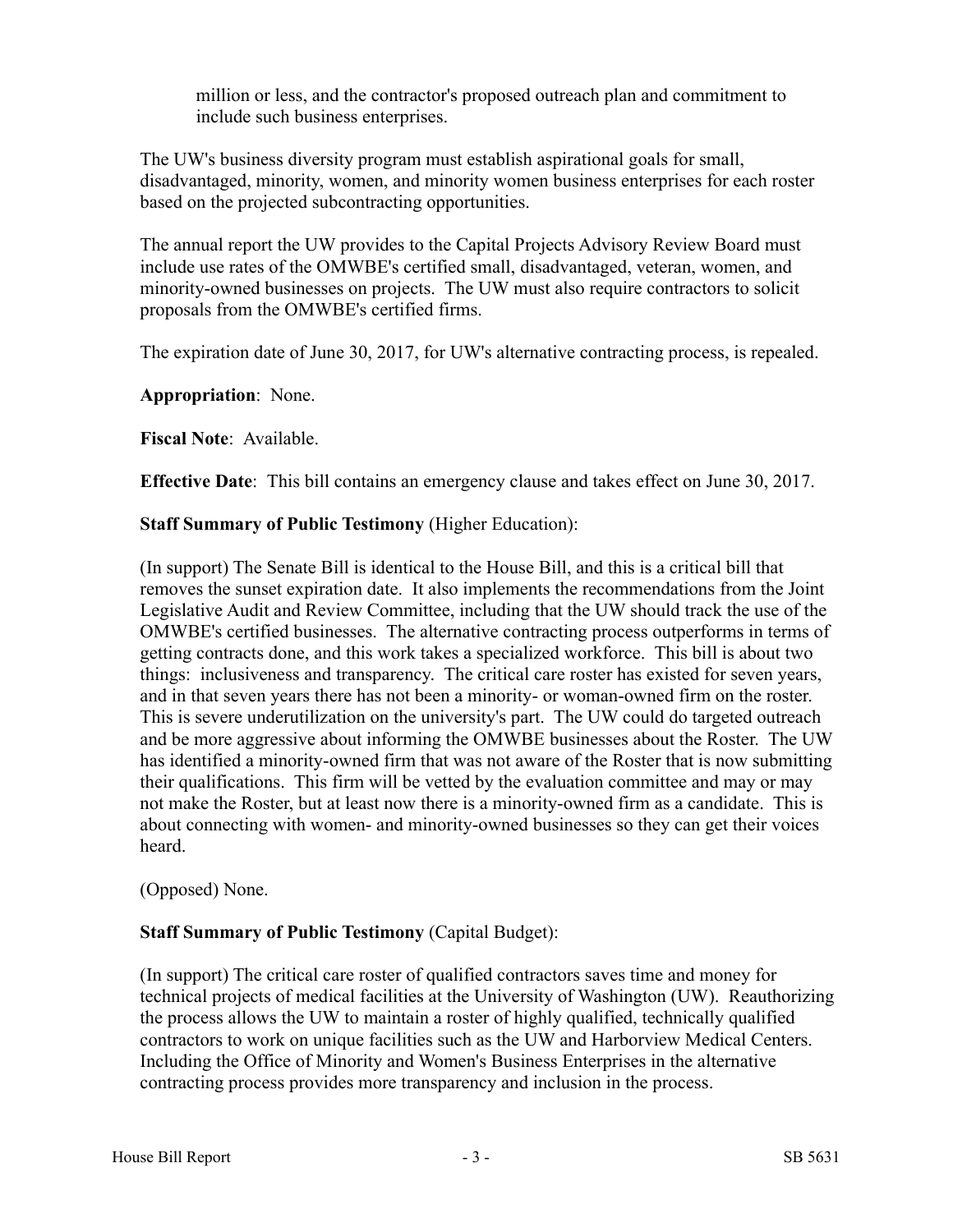million or less, and the contractor's proposed outreach plan and commitment to include such business enterprises.

The UW's business diversity program must establish aspirational goals for small, disadvantaged, minority, women, and minority women business enterprises for each roster based on the projected subcontracting opportunities.

The annual report the UW provides to the Capital Projects Advisory Review Board must include use rates of the OMWBE's certified small, disadvantaged, veteran, women, and minority-owned businesses on projects. The UW must also require contractors to solicit proposals from the OMWBE's certified firms.

The expiration date of June 30, 2017, for UW's alternative contracting process, is repealed.

**Appropriation**: None.

**Fiscal Note**: Available.

**Effective Date**: This bill contains an emergency clause and takes effect on June 30, 2017.

**Staff Summary of Public Testimony** (Higher Education):

(In support) The Senate Bill is identical to the House Bill, and this is a critical bill that removes the sunset expiration date. It also implements the recommendations from the Joint Legislative Audit and Review Committee, including that the UW should track the use of the OMWBE's certified businesses. The alternative contracting process outperforms in terms of getting contracts done, and this work takes a specialized workforce. This bill is about two things: inclusiveness and transparency. The critical care roster has existed for seven years, and in that seven years there has not been a minority- or woman-owned firm on the roster. This is severe underutilization on the university's part. The UW could do targeted outreach and be more aggressive about informing the OMWBE businesses about the Roster. The UW has identified a minority-owned firm that was not aware of the Roster that is now submitting their qualifications. This firm will be vetted by the evaluation committee and may or may not make the Roster, but at least now there is a minority-owned firm as a candidate. This is about connecting with women- and minority-owned businesses so they can get their voices heard.

(Opposed) None.

**Staff Summary of Public Testimony** (Capital Budget):

(In support) The critical care roster of qualified contractors saves time and money for technical projects of medical facilities at the University of Washington (UW). Reauthorizing the process allows the UW to maintain a roster of highly qualified, technically qualified contractors to work on unique facilities such as the UW and Harborview Medical Centers. Including the Office of Minority and Women's Business Enterprises in the alternative contracting process provides more transparency and inclusion in the process.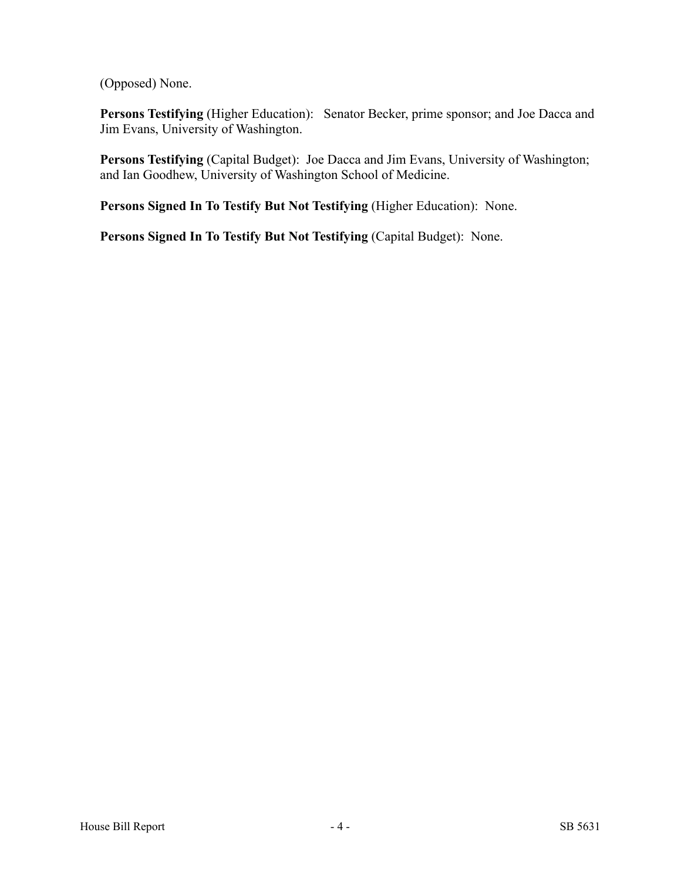(Opposed) None.

**Persons Testifying** (Higher Education): Senator Becker, prime sponsor; and Joe Dacca and Jim Evans, University of Washington.

**Persons Testifying** (Capital Budget): Joe Dacca and Jim Evans, University of Washington; and Ian Goodhew, University of Washington School of Medicine.

**Persons Signed In To Testify But Not Testifying** (Higher Education): None.

**Persons Signed In To Testify But Not Testifying** (Capital Budget): None.